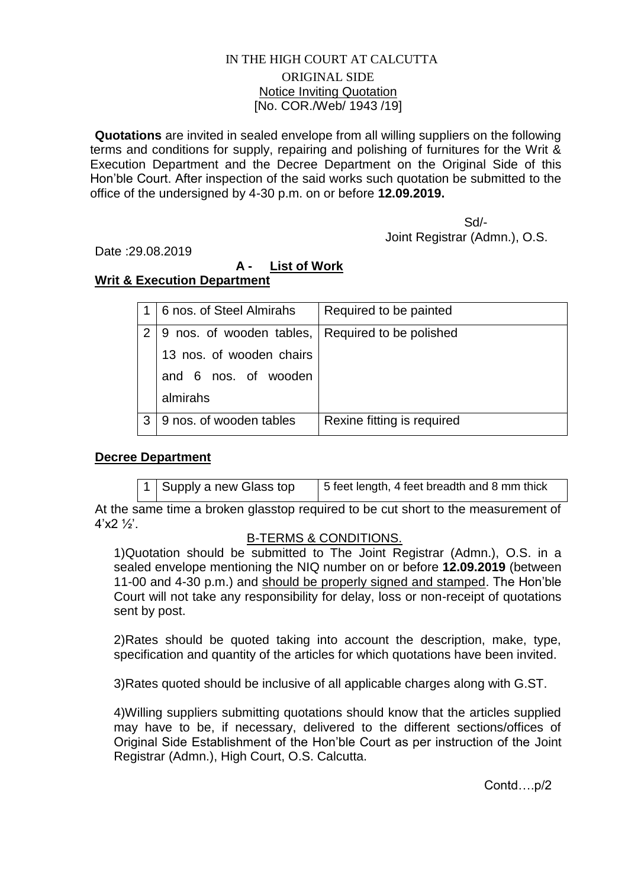IN THE HIGH COURT AT CALCUTTA

ORIGINAL SIDE

Notice Inviting Quotation

[No. COR./Web/ 1943 /19]

**Quotations** are invited in sealed envelope from all willing suppliers on the following terms and conditions for supply, repairing and polishing of furnitures for the Writ & Execution Department and the Decree Department on the Original Side of this Hon'ble Court. After inspection of the said works such quotation be submitted to the office of the undersigned by 4-30 p.m. on or before **12.09.2019.**

Sd/-
Joint Registrar (Admn.), O.S.

Date :29.08.2019

## A - List of Work

**Writ & Execution Department**

| | | |
|---|---|---|
| 1 | 6 nos. of Steel Almirahs | Required to be painted |
| 2 | 9 nos. of wooden tables, 13 nos. of wooden chairs and 6 nos. of wooden almirahs | Required to be polished |
| 3 | 9 nos. of wooden tables | Rexine fitting is required |

**Decree Department**

| | | |
|---|---|---|
| 1 | Supply a new Glass top | 5 feet length, 4 feet breadth and 8 mm thick |

At the same time a broken glasstop required to be cut short to the measurement of 4'x2 ½'.

## B-TERMS & CONDITIONS.

1)Quotation should be submitted to The Joint Registrar (Admn.), O.S. in a sealed envelope mentioning the NIQ number on or before **12.09.2019** (between 11-00 and 4-30 p.m.) and should be properly signed and stamped. The Hon'ble Court will not take any responsibility for delay, loss or non-receipt of quotations sent by post.

2)Rates should be quoted taking into account the description, make, type, specification and quantity of the articles for which quotations have been invited.

3)Rates quoted should be inclusive of all applicable charges along with G.ST.

4)Willing suppliers submitting quotations should know that the articles supplied may have to be, if necessary, delivered to the different sections/offices of Original Side Establishment of the Hon'ble Court as per instruction of the Joint Registrar (Admn.), High Court, O.S. Calcutta.

Contd….p/2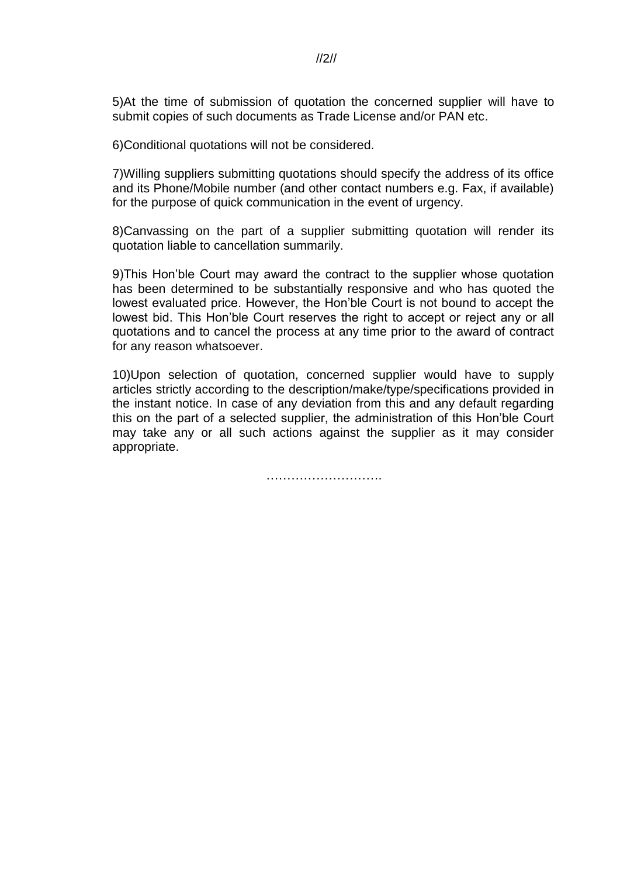5)At the time of submission of quotation the concerned supplier will have to submit copies of such documents as Trade License and/or PAN etc.

6)Conditional quotations will not be considered.

7)Willing suppliers submitting quotations should specify the address of its office and its Phone/Mobile number (and other contact numbers e.g. Fax, if available) for the purpose of quick communication in the event of urgency.

8)Canvassing on the part of a supplier submitting quotation will render its quotation liable to cancellation summarily.

9)This Hon'ble Court may award the contract to the supplier whose quotation has been determined to be substantially responsive and who has quoted the lowest evaluated price. However, the Hon'ble Court is not bound to accept the lowest bid. This Hon'ble Court reserves the right to accept or reject any or all quotations and to cancel the process at any time prior to the award of contract for any reason whatsoever.

10)Upon selection of quotation, concerned supplier would have to supply articles strictly according to the description/make/type/specifications provided in the instant notice. In case of any deviation from this and any default regarding this on the part of a selected supplier, the administration of this Hon'ble Court may take any or all such actions against the supplier as it may consider appropriate.

……………………….